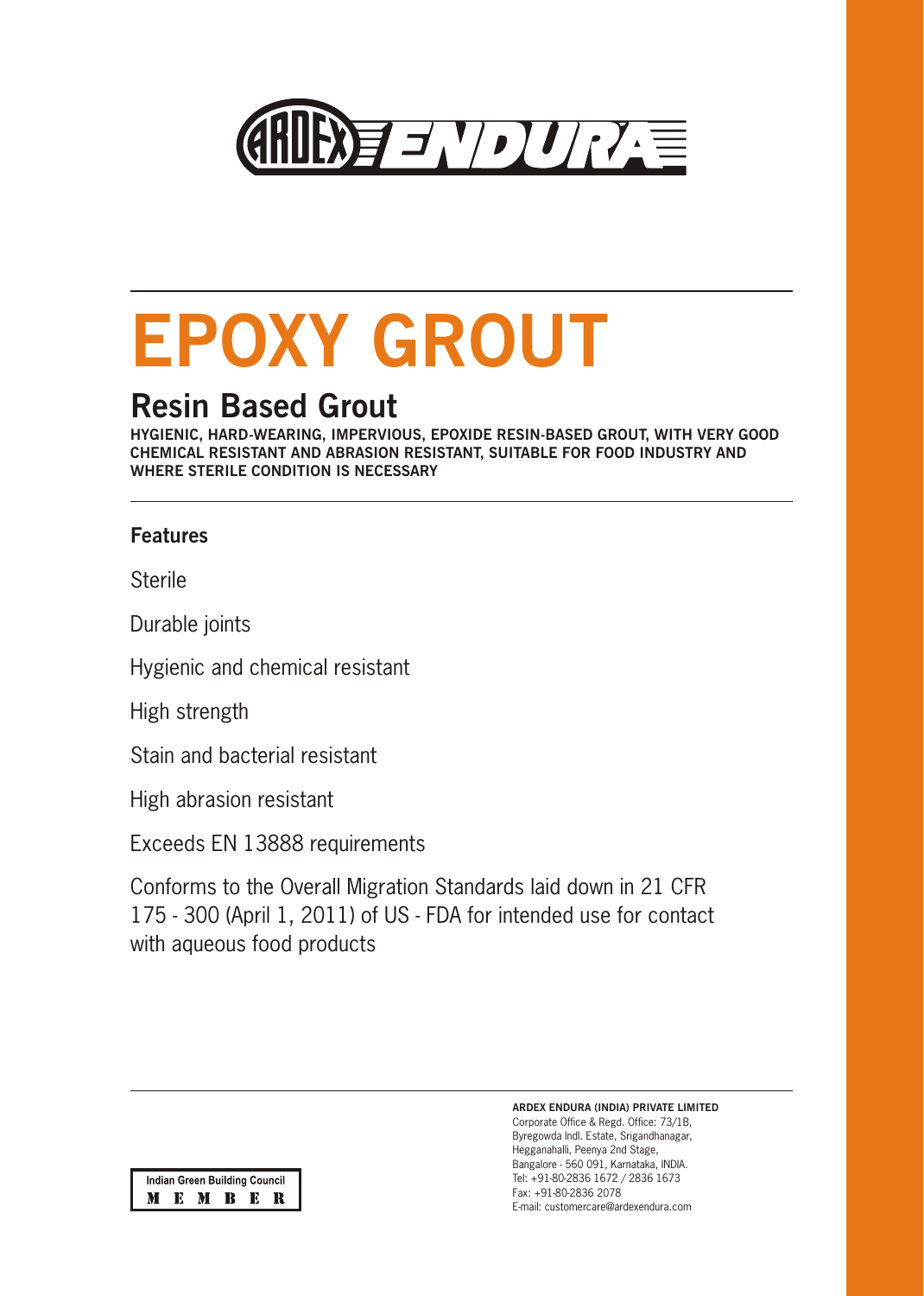ARDEX ENDURA

# EPOXY GROUT

## Resin Based Grout

**HYGIENIC, HARD-WEARING, IMPERVIOUS, EPOXIDE RESIN-BASED GROUT, WITH VERY GOOD CHEMICAL RESISTANT AND ABRASION RESISTANT, SUITABLE FOR FOOD INDUSTRY AND WHERE STERILE CONDITION IS NECESSARY**

### Features

Sterile

Durable joints

Hygienic and chemical resistant

High strength

Stain and bacterial resistant

High abrasion resistant

Exceeds EN 13888 requirements

Conforms to the Overall Migration Standards laid down in 21 CFR 175 - 300 (April 1, 2011) of US - FDA for intended use for contact with aqueous food products

Indian Green Building Council
MEMBER

**ARDEX ENDURA (INDIA) PRIVATE LIMITED**
Corporate Office & Regd. Office: 73/1B,
Byregowda Indl. Estate, Srigandhanagar,
Hegganahalli, Peenya 2nd Stage,
Bangalore - 560 091, Karnataka, INDIA.
Tel: +91-80-2836 1672 / 2836 1673
Fax: +91-80-2836 2078
E-mail: customercare@ardexendura.com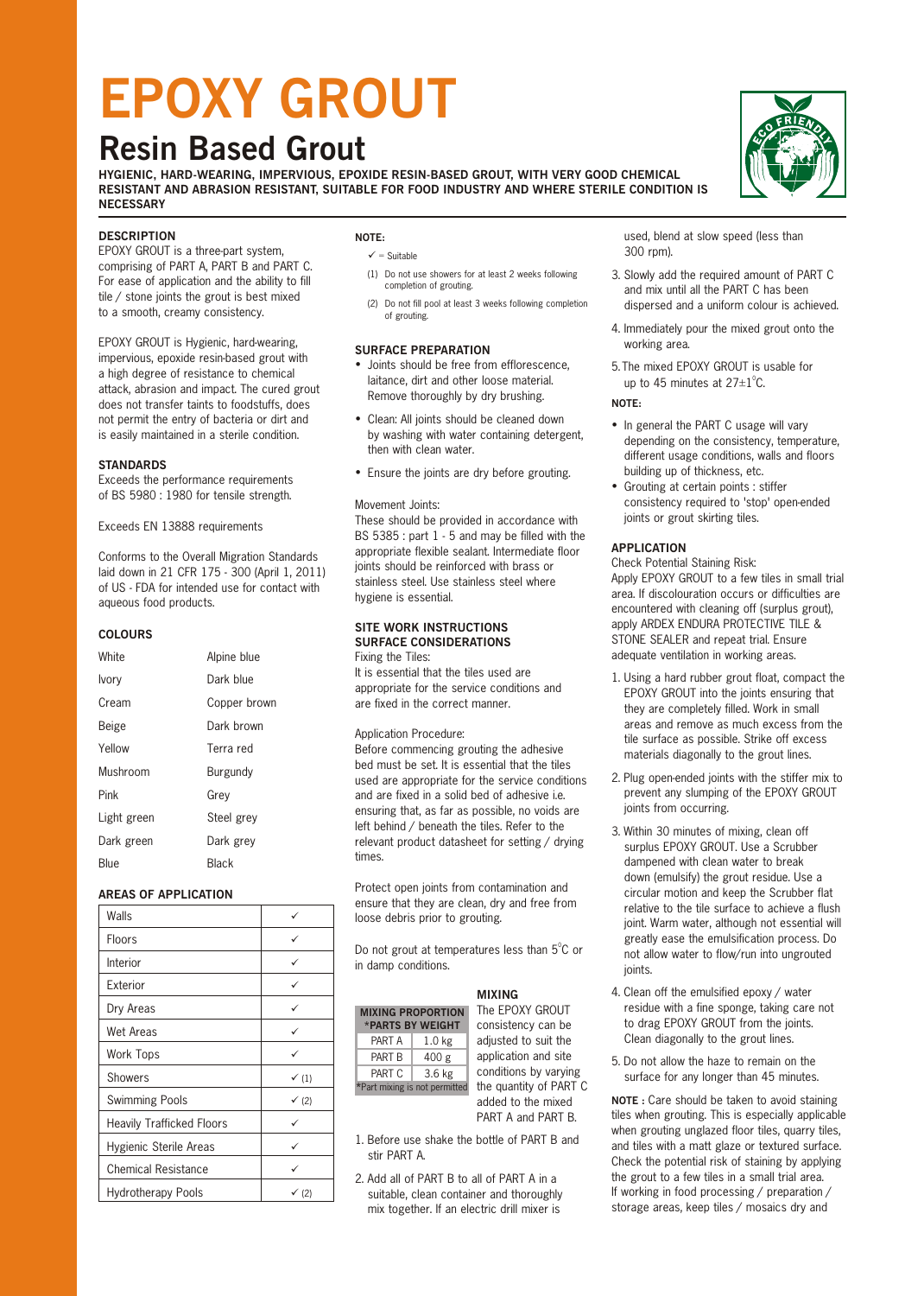# EPOXY GROUT

## Resin Based Grout

**HYGIENIC, HARD-WEARING, IMPERVIOUS, EPOXIDE RESIN-BASED GROUT, WITH VERY GOOD CHEMICAL RESISTANT AND ABRASION RESISTANT, SUITABLE FOR FOOD INDUSTRY AND WHERE STERILE CONDITION IS NECESSARY**

### DESCRIPTION

EPOXY GROUT is a three-part system, comprising of PART A, PART B and PART C. For ease of application and the ability to fill tile / stone joints the grout is best mixed to a smooth, creamy consistency.

EPOXY GROUT is Hygienic, hard-wearing, impervious, epoxide resin-based grout with a high degree of resistance to chemical attack, abrasion and impact. The cured grout does not transfer taints to foodstuffs, does not permit the entry of bacteria or dirt and is easily maintained in a sterile condition.

### STANDARDS

Exceeds the performance requirements of BS 5980 : 1980 for tensile strength.

Exceeds EN 13888 requirements

Conforms to the Overall Migration Standards laid down in 21 CFR 175 - 300 (April 1, 2011) of US - FDA for intended use for contact with aqueous food products.

### COLOURS

| | |
|---|---|
| White | Alpine blue |
| Ivory | Dark blue |
| Cream | Copper brown |
| Beige | Dark brown |
| Yellow | Terra red |
| Mushroom | Burgundy |
| Pink | Grey |
| Light green | Steel grey |
| Dark green | Dark grey |
| Blue | Black |

### AREAS OF APPLICATION

| | |
|---|---|
| Walls | ✓ |
| Floors | ✓ |
| Interior | ✓ |
| Exterior | ✓ |
| Dry Areas | ✓ |
| Wet Areas | ✓ |
| Work Tops | ✓ |
| Showers | ✓ (1) |
| Swimming Pools | ✓ (2) |
| Heavily Trafficked Floors | ✓ |
| Hygienic Sterile Areas | ✓ |
| Chemical Resistance | ✓ |
| Hydrotherapy Pools | ✓ (2) |

**NOTE:**

✓ = Suitable

(1) Do not use showers for at least 2 weeks following completion of grouting.

(2) Do not fill pool at least 3 weeks following completion of grouting.

### SURFACE PREPARATION

- Joints should be free from efflorescence, laitance, dirt and other loose material. Remove thoroughly by dry brushing.
- Clean: All joints should be cleaned down by washing with water containing detergent, then with clean water.
- Ensure the joints are dry before grouting.

Movement Joints:

These should be provided in accordance with BS 5385 : part 1 - 5 and may be filled with the appropriate flexible sealant. Intermediate floor joints should be reinforced with brass or stainless steel. Use stainless steel where hygiene is essential.

### SITE WORK INSTRUCTIONS SURFACE CONSIDERATIONS

Fixing the Tiles:

It is essential that the tiles used are appropriate for the service conditions and are fixed in the correct manner.

Application Procedure:

Before commencing grouting the adhesive bed must be set. It is essential that the tiles used are appropriate for the service conditions and are fixed in a solid bed of adhesive i.e. ensuring that, as far as possible, no voids are left behind / beneath the tiles. Refer to the relevant product datasheet for setting / drying times.

Protect open joints from contamination and ensure that they are clean, dry and free from loose debris prior to grouting.

Do not grout at temperatures less than 5°C or in damp conditions.

| MIXING PROPORTION *PARTS BY WEIGHT | |
|---|---|
| PART A | 1.0 kg |
| PART B | 400 g |
| PART C | 3.6 kg |

*Part mixing is not permitted

### MIXING

The EPOXY GROUT consistency can be adjusted to suit the application and site conditions by varying the quantity of PART C added to the mixed PART A and PART B.

1. Before use shake the bottle of PART B and stir PART A.
2. Add all of PART B to all of PART A in a suitable, clean container and thoroughly mix together. If an electric drill mixer is used, blend at slow speed (less than 300 rpm).
3. Slowly add the required amount of PART C and mix until all the PART C has been dispersed and a uniform colour is achieved.
4. Immediately pour the mixed grout onto the working area.
5. The mixed EPOXY GROUT is usable for up to 45 minutes at 27±1°C.

**NOTE:**

- In general the PART C usage will vary depending on the consistency, temperature, different usage conditions, walls and floors building up of thickness, etc.
- Grouting at certain points : stiffer consistency required to 'stop' open-ended joints or grout skirting tiles.

### APPLICATION

Check Potential Staining Risk:

Apply EPOXY GROUT to a few tiles in small trial area. If discolouration occurs or difficulties are encountered with cleaning off (surplus grout), apply ARDEX ENDURA PROTECTIVE TILE & STONE SEALER and repeat trial. Ensure adequate ventilation in working areas.

1. Using a hard rubber grout float, compact the EPOXY GROUT into the joints ensuring that they are completely filled. Work in small areas and remove as much excess from the tile surface as possible. Strike off excess materials diagonally to the grout lines.
2. Plug open-ended joints with the stiffer mix to prevent any slumping of the EPOXY GROUT joints from occurring.
3. Within 30 minutes of mixing, clean off surplus EPOXY GROUT. Use a Scrubber dampened with clean water to break down (emulsify) the grout residue. Use a circular motion and keep the Scrubber flat relative to the tile surface to achieve a flush joint. Warm water, although not essential will greatly ease the emulsification process. Do not allow water to flow/run into ungrouted joints.
4. Clean off the emulsified epoxy / water residue with a fine sponge, taking care not to drag EPOXY GROUT from the joints. Clean diagonally to the grout lines.
5. Do not allow the haze to remain on the surface for any longer than 45 minutes.

**NOTE :** Care should be taken to avoid staining tiles when grouting. This is especially applicable when grouting unglazed floor tiles, quarry tiles, and tiles with a matt glaze or textured surface. Check the potential risk of staining by applying the grout to a few tiles in a small trial area. If working in food processing / preparation / storage areas, keep tiles / mosaics dry and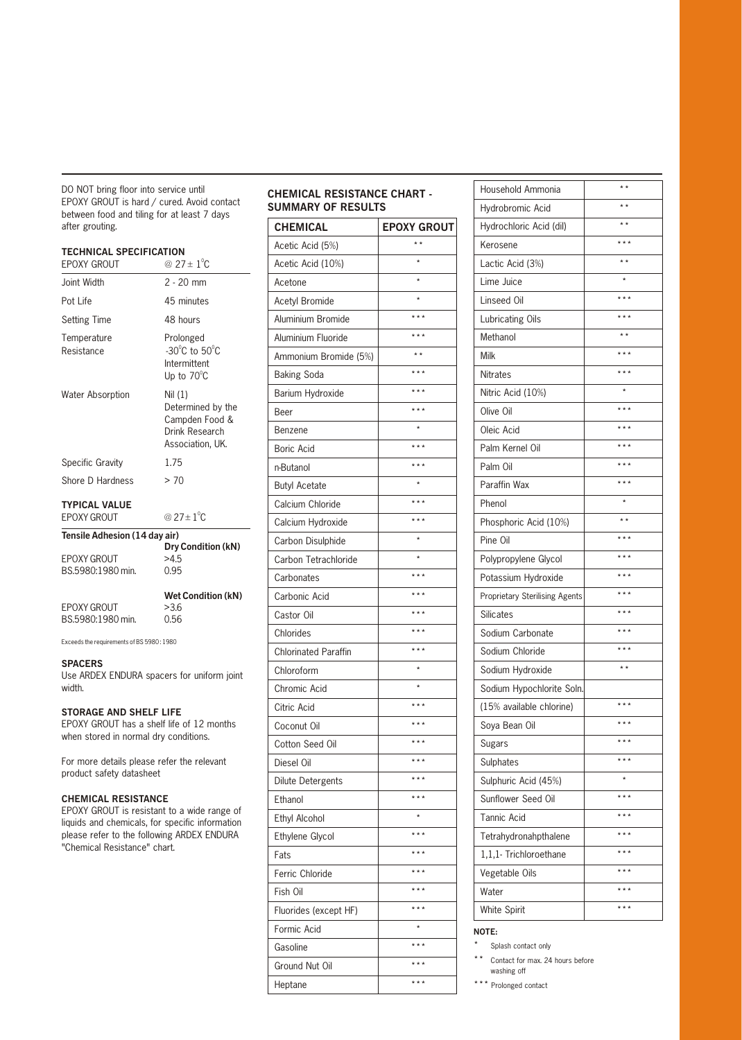DO NOT bring floor into service until EPOXY GROUT is hard / cured. Avoid contact between food and tiling for at least 7 days after grouting.

### TECHNICAL SPECIFICATION

| EPOXY GROUT | @ 27 ± 1°C |
|---|---|
| Joint Width | 2 - 20 mm |
| Pot Life | 45 minutes |
| Setting Time | 48 hours |
| Temperature Resistance | Prolonged -30°C to 50°C Intermittent Up to 70°C |
| Water Absorption | Nil (1) Determined by the Campden Food & Drink Research Association, UK. |
| Specific Gravity | 1.75 |
| Shore D Hardness | > 70 |

### TYPICAL VALUE

| EPOXY GROUT | @ 27 ± 1°C |
|---|---|
| **Tensile Adhesion (14 day air)** | **Dry Condition (kN)** |
| EPOXY GROUT | >4.5 |
| BS.5980:1980 min. | 0.95 |
| | **Wet Condition (kN)** |
| EPOXY GROUT | >3.6 |
| BS.5980:1980 min. | 0.56 |

Exceeds the requirements of BS 5980 : 1980

### SPACERS

Use ARDEX ENDURA spacers for uniform joint width.

### STORAGE AND SHELF LIFE

EPOXY GROUT has a shelf life of 12 months when stored in normal dry conditions.

For more details please refer the relevant product safety datasheet

### CHEMICAL RESISTANCE

EPOXY GROUT is resistant to a wide range of liquids and chemicals, for specific information please refer to the following ARDEX ENDURA "Chemical Resistance" chart.

### CHEMICAL RESISTANCE CHART - SUMMARY OF RESULTS

| CHEMICAL | EPOXY GROUT |
|---|---|
| Acetic Acid (5%) | ** |
| Acetic Acid (10%) | * |
| Acetone | * |
| Acetyl Bromide | * |
| Aluminium Bromide | *** |
| Aluminium Fluoride | *** |
| Ammonium Bromide (5%) | ** |
| Baking Soda | *** |
| Barium Hydroxide | *** |
| Beer | *** |
| Benzene | * |
| Boric Acid | *** |
| n-Butanol | *** |
| Butyl Acetate | * |
| Calcium Chloride | *** |
| Calcium Hydroxide | *** |
| Carbon Disulphide | * |
| Carbon Tetrachloride | * |
| Carbonates | *** |
| Carbonic Acid | *** |
| Castor Oil | *** |
| Chlorides | *** |
| Chlorinated Paraffin | *** |
| Chloroform | * |
| Chromic Acid | * |
| Citric Acid | *** |
| Coconut Oil | *** |
| Cotton Seed Oil | *** |
| Diesel Oil | *** |
| Dilute Detergents | *** |
| Ethanol | *** |
| Ethyl Alcohol | * |
| Ethylene Glycol | *** |
| Fats | *** |
| Ferric Chloride | *** |
| Fish Oil | *** |
| Fluorides (except HF) | *** |
| Formic Acid | * |
| Gasoline | *** |
| Ground Nut Oil | *** |
| Heptane | *** |
| Household Ammonia | ** |
| Hydrobromic Acid | ** |
| Hydrochloric Acid (dil) | ** |
| Kerosene | *** |
| Lactic Acid (3%) | ** |
| Lime Juice | * |
| Linseed Oil | *** |
| Lubricating Oils | *** |
| Methanol | ** |
| Milk | *** |
| Nitrates | *** |
| Nitric Acid (10%) | * |
| Olive Oil | *** |
| Oleic Acid | *** |
| Palm Kernel Oil | *** |
| Palm Oil | *** |
| Paraffin Wax | *** |
| Phenol | * |
| Phosphoric Acid (10%) | ** |
| Pine Oil | *** |
| Polypropylene Glycol | *** |
| Potassium Hydroxide | *** |
| Proprietary Sterilising Agents | *** |
| Silicates | *** |
| Sodium Carbonate | *** |
| Sodium Chloride | *** |
| Sodium Hydroxide | ** |
| Sodium Hypochlorite Soln. (15% available chlorine) | *** |
| Soya Bean Oil | *** |
| Sugars | *** |
| Sulphates | *** |
| Sulphuric Acid (45%) | * |
| Sunflower Seed Oil | *** |
| Tannic Acid | *** |
| Tetrahydronahpthalene | *** |
| 1,1,1- Trichloroethane | *** |
| Vegetable Oils | *** |
| Water | *** |
| White Spirit | *** |

**NOTE:**

- \* Splash contact only
- \*\* Contact for max. 24 hours before washing off
- \*\*\* Prolonged contact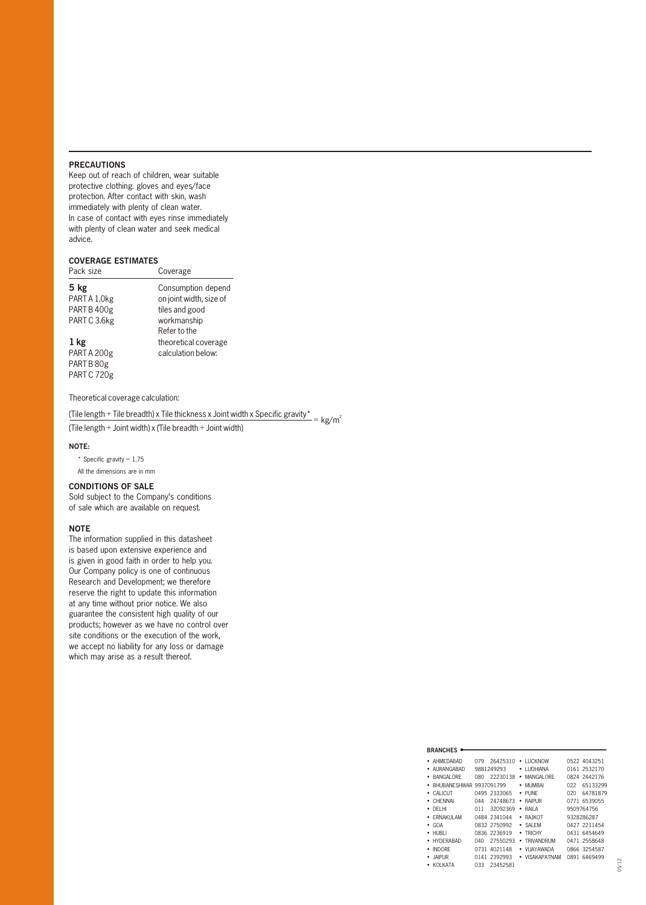## PRECAUTIONS

Keep out of reach of children, wear suitable protective clothing. gloves and eyes/face protection. After contact with skin, wash immediately with plenty of clean water.
In case of contact with eyes rinse immediately with plenty of clean water and seek medical advice.

## COVERAGE ESTIMATES

| Pack size | Coverage |
|---|---|
| **5 kg**<br>PART A 1.0kg<br>PART B 400g<br>PART C 3.6kg<br><br>**1 kg**<br>PART A 200g<br>PART B 80g<br>PART C 720g | Consumption depend on joint width, size of tiles and good workmanship<br>Refer to the theoretical coverage calculation below: |

Theoretical coverage calculation:

$$\frac{(\text{Tile length} + \text{Tile breadth}) \times \text{Tile thickness} \times \text{Joint width} \times \text{Specific gravity}^*}{(\text{Tile length} + \text{Joint width}) \times (\text{Tile breadth} + \text{Joint width})} = \text{kg/m}^2$$

**NOTE:**

\* Specific gravity = 1.75

All the dimensions are in mm

## CONDITIONS OF SALE

Sold subject to the Company's conditions of sale which are available on request.

## NOTE

The information supplied in this datasheet is based upon extensive experience and is given in good faith in order to help you. Our Company policy is one of continuous Research and Development; we therefore reserve the right to update this information at any time without prior notice. We also guarantee the consistent high quality of our products; however as we have no control over site conditions or the execution of the work, we accept no liability for any loss or damage which may arise as a result thereof.

**BRANCHES**

| | | | |
|---|---|---|---|
| • AHMEDABAD | 079 26425310 | • LUCKNOW | 0522 4043251 |
| • AURANGABAD | 9881249293 | • LUDHIANA | 0161 2532170 |
| • BANGALORE | 080 22230138 | • MANGALORE | 0824 2442176 |
| • BHUBANESHWAR | 9937091799 | • MUMBAI | 022 65133299 |
| • CALICUT | 0495 2333065 | • PUNE | 020 64781879 |
| • CHENNAI | 044 24748673 | • RAIPUR | 0771 6539055 |
| • DELHI | 011 32092369 | • RAILA | 9509764756 |
| • ERNAKULAM | 0484 2341044 | • RAJKOT | 9328286287 |
| • GOA | 0832 2750992 | • SALEM | 0427 2211454 |
| • HUBLI | 0836 2236919 | • TRICHY | 0431 6454649 |
| • HYDERABAD | 040 27550293 | • TRIVANDRUM | 0471 2558648 |
| • INDORE | 0731 4021148 | • VIJAYAWADA | 0866 3254587 |
| • JAIPUR | 0141 2392993 | • VISAKAPATNAM | 0891 6469499 |
| • KOLKATA | 033 23452581 | | |

05/12